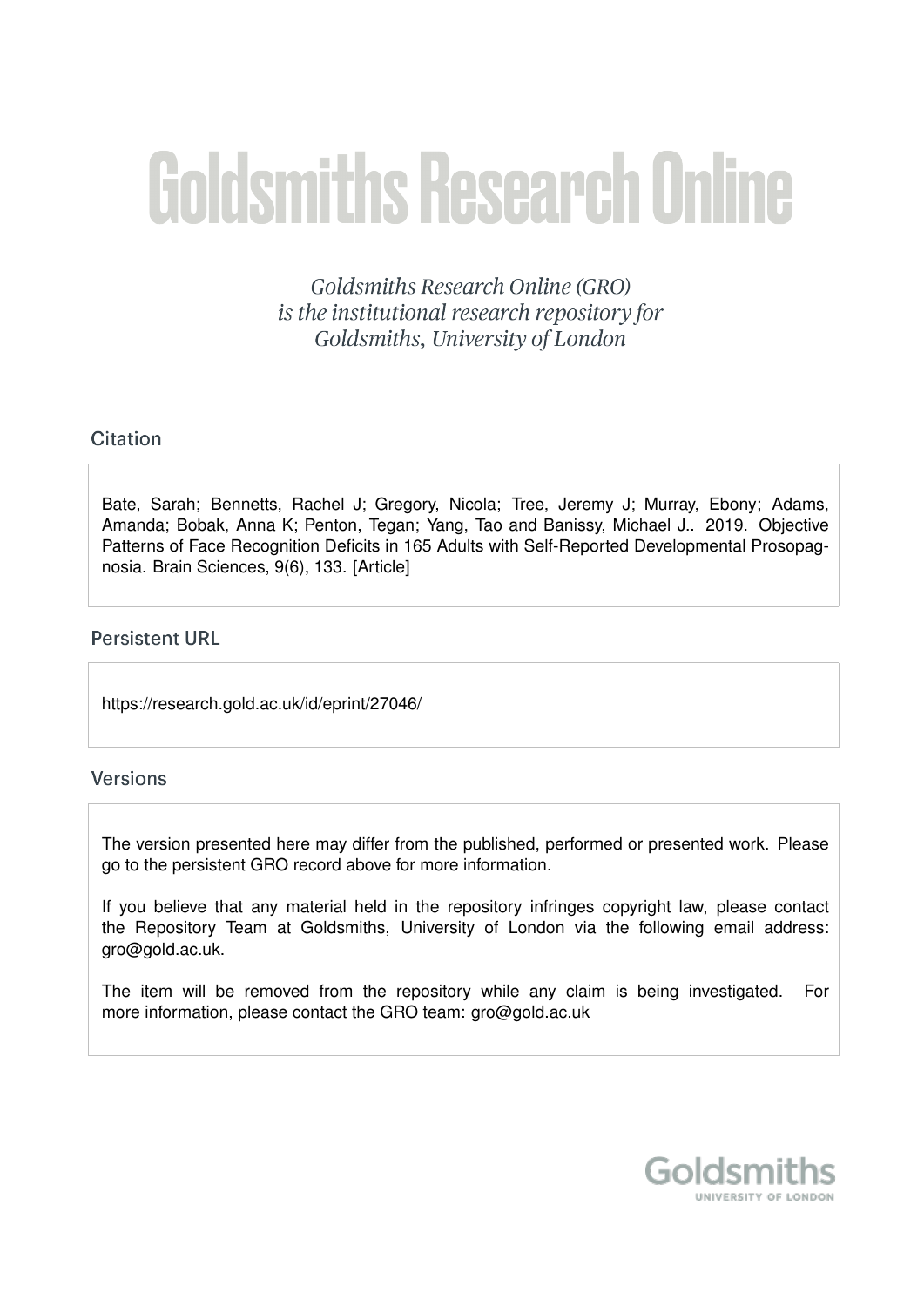# Goldsmiths Research Online

*Goldsmiths Research Online (GRO) is the institutional research repository for Goldsmiths, University of London*

## Citation

Bate, Sarah; Bennetts, Rachel J; Gregory, Nicola; Tree, Jeremy J; Murray, Ebony; Adams, Amanda; Bobak, Anna K; Penton, Tegan; Yang, Tao and Banissy, Michael J.. 2019. Objective Patterns of Face Recognition Deficits in 165 Adults with Self-Reported Developmental Prosopagnosia. Brain Sciences, 9(6), 133. [Article]

## Persistent URL

https://research.gold.ac.uk/id/eprint/27046/

## Versions

The version presented here may differ from the published, performed or presented work. Please go to the persistent GRO record above for more information.

If you believe that any material held in the repository infringes copyright law, please contact the Repository Team at Goldsmiths, University of London via the following email address: gro@gold.ac.uk.

The item will be removed from the repository while any claim is being investigated. For more information, please contact the GRO team: gro@gold.ac.uk

Goldsmiths
UNIVERSITY OF LONDON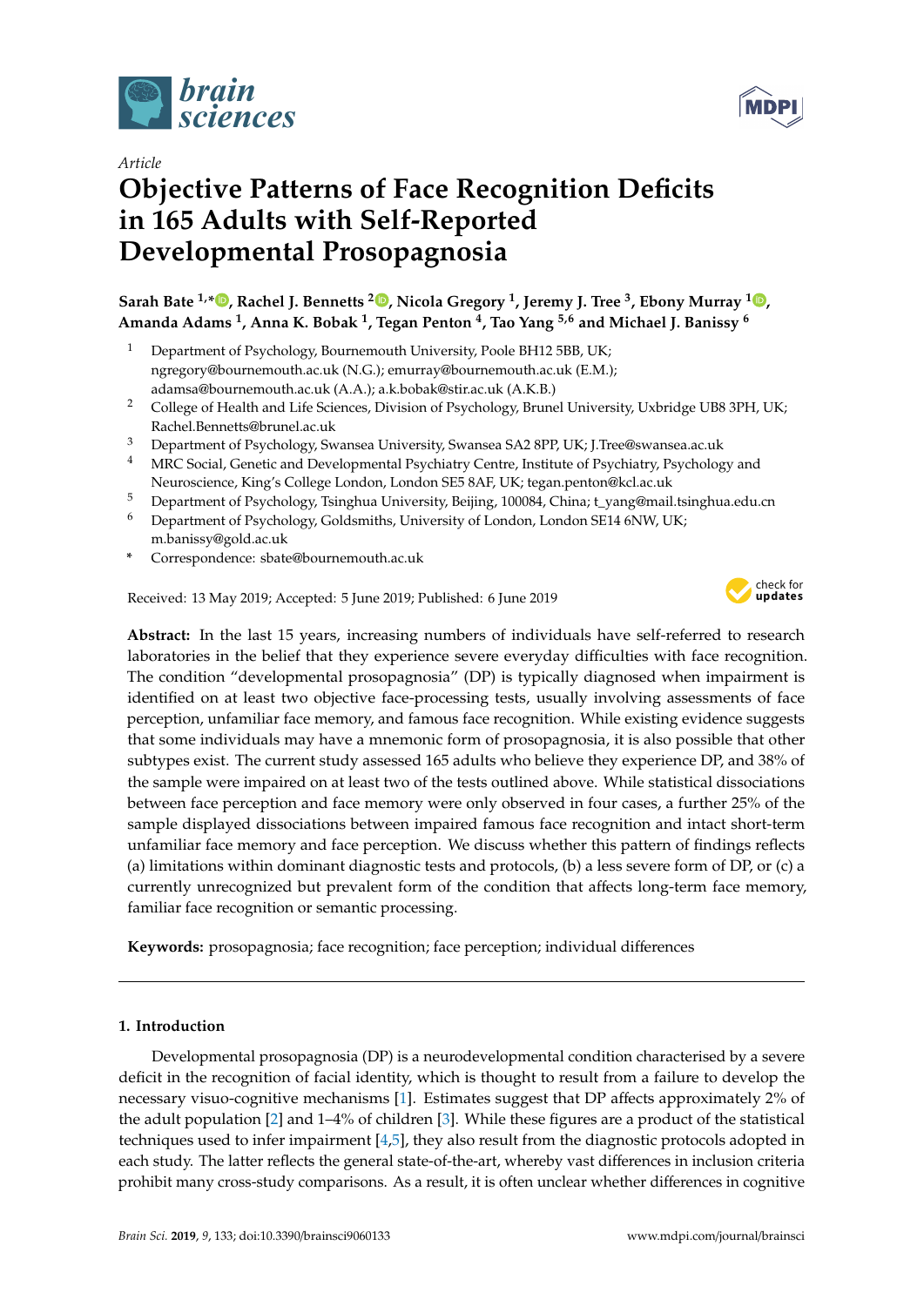Article

# Objective Patterns of Face Recognition Deficits in 165 Adults with Self-Reported Developmental Prosopagnosia

**Sarah Bate [1,*], Rachel J. Bennetts [2], Nicola Gregory [1], Jeremy J. Tree [3], Ebony Murray [1], Amanda Adams [1], Anna K. Bobak [1], Tegan Penton [4], Tao Yang [5,6] and Michael J. Banissy [6]**

[1] Department of Psychology, Bournemouth University, Poole BH12 5BB, UK; ngregory@bournemouth.ac.uk (N.G.); emurray@bournemouth.ac.uk (E.M.); adamsa@bournemouth.ac.uk (A.A.); a.k.bobak@stir.ac.uk (A.K.B.)

[2] College of Health and Life Sciences, Division of Psychology, Brunel University, Uxbridge UB8 3PH, UK; Rachel.Bennetts@brunel.ac.uk

[3] Department of Psychology, Swansea University, Swansea SA2 8PP, UK; J.Tree@swansea.ac.uk

[4] MRC Social, Genetic and Developmental Psychiatry Centre, Institute of Psychiatry, Psychology and Neuroscience, King's College London, London SE5 8AF, UK; tegan.penton@kcl.ac.uk

[5] Department of Psychology, Tsinghua University, Beijing, 100084, China; t_yang@mail.tsinghua.edu.cn

[6] Department of Psychology, Goldsmiths, University of London, London SE14 6NW, UK; m.banissy@gold.ac.uk

\* Correspondence: sbate@bournemouth.ac.uk

Received: 13 May 2019; Accepted: 5 June 2019; Published: 6 June 2019

**Abstract:** In the last 15 years, increasing numbers of individuals have self-referred to research laboratories in the belief that they experience severe everyday difficulties with face recognition. The condition "developmental prosopagnosia" (DP) is typically diagnosed when impairment is identified on at least two objective face-processing tests, usually involving assessments of face perception, unfamiliar face memory, and famous face recognition. While existing evidence suggests that some individuals may have a mnemonic form of prosopagnosia, it is also possible that other subtypes exist. The current study assessed 165 adults who believe they experience DP, and 38% of the sample were impaired on at least two of the tests outlined above. While statistical dissociations between face perception and face memory were only observed in four cases, a further 25% of the sample displayed dissociations between impaired famous face recognition and intact short-term unfamiliar face memory and face perception. We discuss whether this pattern of findings reflects (a) limitations within dominant diagnostic tests and protocols, (b) a less severe form of DP, or (c) a currently unrecognized but prevalent form of the condition that affects long-term face memory, familiar face recognition or semantic processing.

**Keywords:** prosopagnosia; face recognition; face perception; individual differences

## 1. Introduction

Developmental prosopagnosia (DP) is a neurodevelopmental condition characterised by a severe deficit in the recognition of facial identity, which is thought to result from a failure to develop the necessary visuo-cognitive mechanisms [1]. Estimates suggest that DP affects approximately 2% of the adult population [2] and 1–4% of children [3]. While these figures are a product of the statistical techniques used to infer impairment [4,5], they also result from the diagnostic protocols adopted in each study. The latter reflects the general state-of-the-art, whereby vast differences in inclusion criteria prohibit many cross-study comparisons. As a result, it is often unclear whether differences in cognitive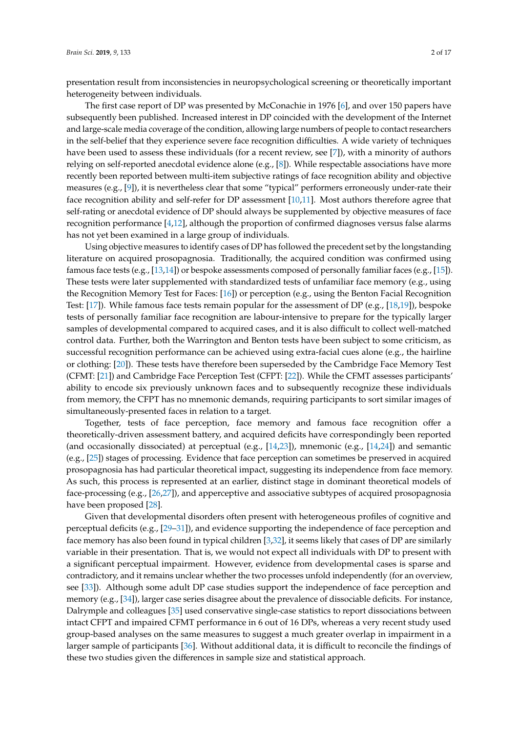presentation result from inconsistencies in neuropsychological screening or theoretically important heterogeneity between individuals.

The first case report of DP was presented by McConachie in 1976 [6], and over 150 papers have subsequently been published. Increased interest in DP coincided with the development of the Internet and large-scale media coverage of the condition, allowing large numbers of people to contact researchers in the self-belief that they experience severe face recognition difficulties. A wide variety of techniques have been used to assess these individuals (for a recent review, see [7]), with a minority of authors relying on self-reported anecdotal evidence alone (e.g., [8]). While respectable associations have more recently been reported between multi-item subjective ratings of face recognition ability and objective measures (e.g., [9]), it is nevertheless clear that some "typical" performers erroneously under-rate their face recognition ability and self-refer for DP assessment [10,11]. Most authors therefore agree that self-rating or anecdotal evidence of DP should always be supplemented by objective measures of face recognition performance [4,12], although the proportion of confirmed diagnoses versus false alarms has not yet been examined in a large group of individuals.

Using objective measures to identify cases of DP has followed the precedent set by the longstanding literature on acquired prosopagnosia. Traditionally, the acquired condition was confirmed using famous face tests (e.g., [13,14]) or bespoke assessments composed of personally familiar faces (e.g., [15]). These tests were later supplemented with standardized tests of unfamiliar face memory (e.g., using the Recognition Memory Test for Faces: [16]) or perception (e.g., using the Benton Facial Recognition Test: [17]). While famous face tests remain popular for the assessment of DP (e.g., [18,19]), bespoke tests of personally familiar face recognition are labour-intensive to prepare for the typically larger samples of developmental compared to acquired cases, and it is also difficult to collect well-matched control data. Further, both the Warrington and Benton tests have been subject to some criticism, as successful recognition performance can be achieved using extra-facial cues alone (e.g., the hairline or clothing: [20]). These tests have therefore been superseded by the Cambridge Face Memory Test (CFMT: [21]) and Cambridge Face Perception Test (CFPT: [22]). While the CFMT assesses participants' ability to encode six previously unknown faces and to subsequently recognize these individuals from memory, the CFPT has no mnemonic demands, requiring participants to sort similar images of simultaneously-presented faces in relation to a target.

Together, tests of face perception, face memory and famous face recognition offer a theoretically-driven assessment battery, and acquired deficits have correspondingly been reported (and occasionally dissociated) at perceptual (e.g., [14,23]), mnemonic (e.g., [14,24]) and semantic (e.g., [25]) stages of processing. Evidence that face perception can sometimes be preserved in acquired prosopagnosia has had particular theoretical impact, suggesting its independence from face memory. As such, this process is represented at an earlier, distinct stage in dominant theoretical models of face-processing (e.g., [26,27]), and apperceptive and associative subtypes of acquired prosopagnosia have been proposed [28].

Given that developmental disorders often present with heterogeneous profiles of cognitive and perceptual deficits (e.g., [29–31]), and evidence supporting the independence of face perception and face memory has also been found in typical children [3,32], it seems likely that cases of DP are similarly variable in their presentation. That is, we would not expect all individuals with DP to present with a significant perceptual impairment. However, evidence from developmental cases is sparse and contradictory, and it remains unclear whether the two processes unfold independently (for an overview, see [33]). Although some adult DP case studies support the independence of face perception and memory (e.g., [34]), larger case series disagree about the prevalence of dissociable deficits. For instance, Dalrymple and colleagues [35] used conservative single-case statistics to report dissociations between intact CFPT and impaired CFMT performance in 6 out of 16 DPs, whereas a very recent study used group-based analyses on the same measures to suggest a much greater overlap in impairment in a larger sample of participants [36]. Without additional data, it is difficult to reconcile the findings of these two studies given the differences in sample size and statistical approach.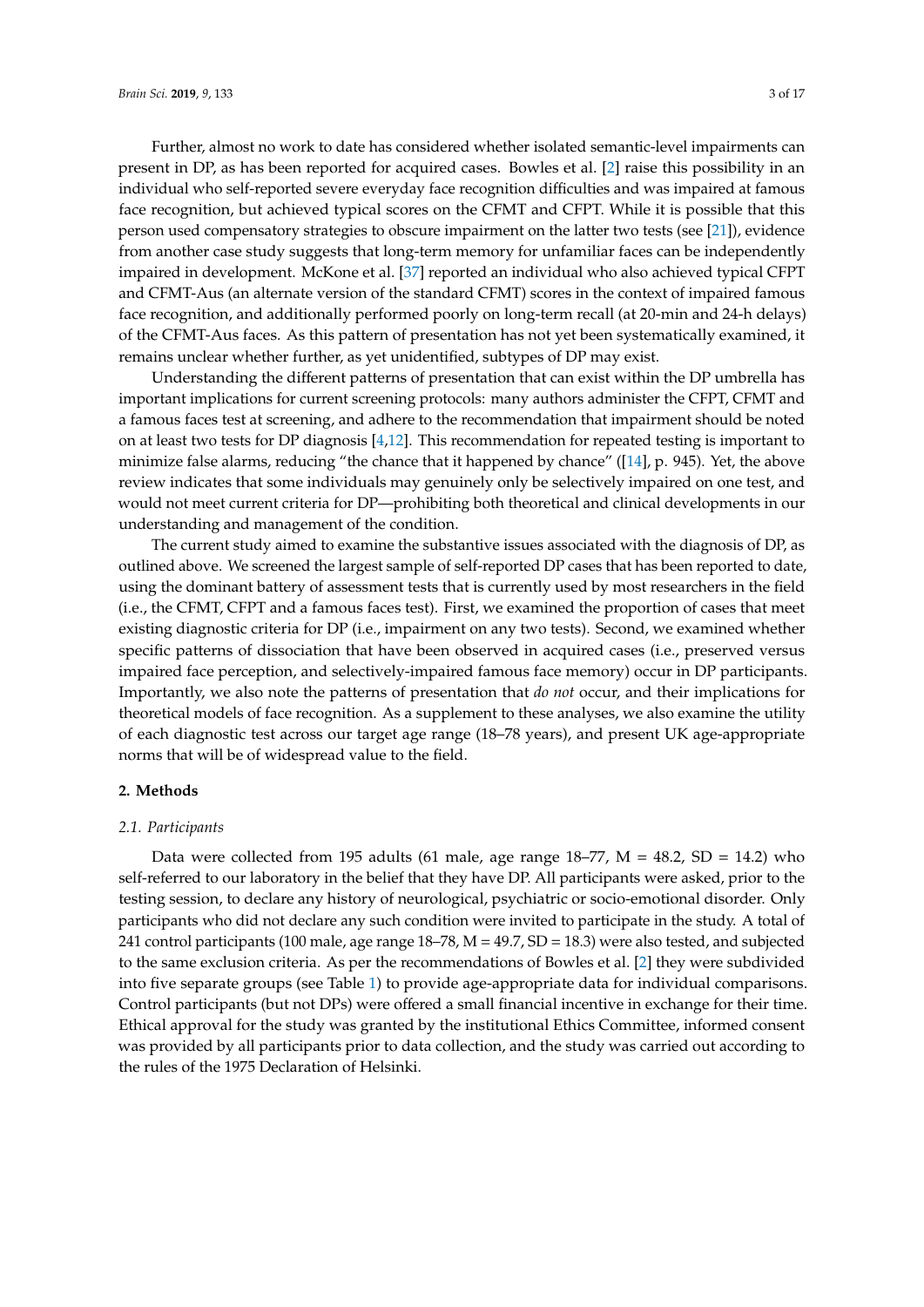Further, almost no work to date has considered whether isolated semantic-level impairments can present in DP, as has been reported for acquired cases. Bowles et al. [2] raise this possibility in an individual who self-reported severe everyday face recognition difficulties and was impaired at famous face recognition, but achieved typical scores on the CFMT and CFPT. While it is possible that this person used compensatory strategies to obscure impairment on the latter two tests (see [21]), evidence from another case study suggests that long-term memory for unfamiliar faces can be independently impaired in development. McKone et al. [37] reported an individual who also achieved typical CFPT and CFMT-Aus (an alternate version of the standard CFMT) scores in the context of impaired famous face recognition, and additionally performed poorly on long-term recall (at 20-min and 24-h delays) of the CFMT-Aus faces. As this pattern of presentation has not yet been systematically examined, it remains unclear whether further, as yet unidentified, subtypes of DP may exist.

Understanding the different patterns of presentation that can exist within the DP umbrella has important implications for current screening protocols: many authors administer the CFPT, CFMT and a famous faces test at screening, and adhere to the recommendation that impairment should be noted on at least two tests for DP diagnosis [4,12]. This recommendation for repeated testing is important to minimize false alarms, reducing "the chance that it happened by chance" ([14], p. 945). Yet, the above review indicates that some individuals may genuinely only be selectively impaired on one test, and would not meet current criteria for DP—prohibiting both theoretical and clinical developments in our understanding and management of the condition.

The current study aimed to examine the substantive issues associated with the diagnosis of DP, as outlined above. We screened the largest sample of self-reported DP cases that has been reported to date, using the dominant battery of assessment tests that is currently used by most researchers in the field (i.e., the CFMT, CFPT and a famous faces test). First, we examined the proportion of cases that meet existing diagnostic criteria for DP (i.e., impairment on any two tests). Second, we examined whether specific patterns of dissociation that have been observed in acquired cases (i.e., preserved versus impaired face perception, and selectively-impaired famous face memory) occur in DP participants. Importantly, we also note the patterns of presentation that *do not* occur, and their implications for theoretical models of face recognition. As a supplement to these analyses, we also examine the utility of each diagnostic test across our target age range (18–78 years), and present UK age-appropriate norms that will be of widespread value to the field.

## 2. Methods

### 2.1. Participants

Data were collected from 195 adults (61 male, age range 18–77, M = 48.2, SD = 14.2) who self-referred to our laboratory in the belief that they have DP. All participants were asked, prior to the testing session, to declare any history of neurological, psychiatric or socio-emotional disorder. Only participants who did not declare any such condition were invited to participate in the study. A total of 241 control participants (100 male, age range 18–78, M = 49.7, SD = 18.3) were also tested, and subjected to the same exclusion criteria. As per the recommendations of Bowles et al. [2] they were subdivided into five separate groups (see Table 1) to provide age-appropriate data for individual comparisons. Control participants (but not DPs) were offered a small financial incentive in exchange for their time. Ethical approval for the study was granted by the institutional Ethics Committee, informed consent was provided by all participants prior to data collection, and the study was carried out according to the rules of the 1975 Declaration of Helsinki.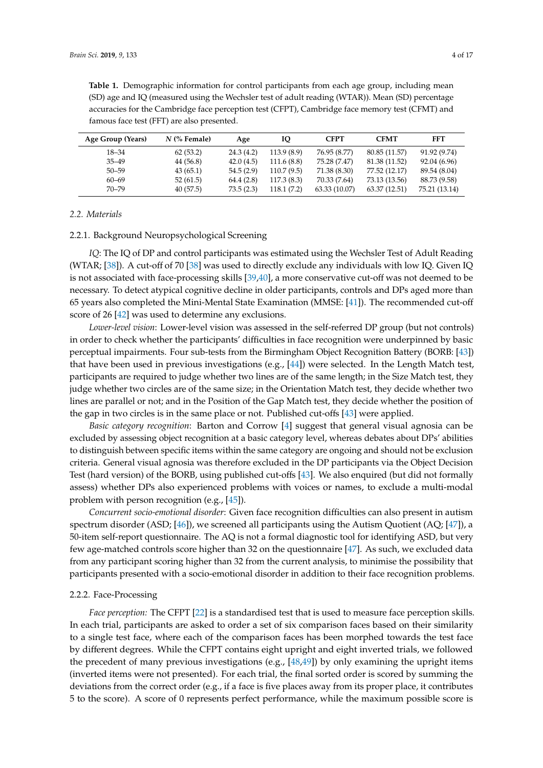**Table 1.** Demographic information for control participants from each age group, including mean (SD) age and IQ (measured using the Wechsler test of adult reading (WTAR)). Mean (SD) percentage accuracies for the Cambridge face perception test (CFPT), Cambridge face memory test (CFMT) and famous face test (FFT) are also presented.

| Age Group (Years) | *N* (% Female) | Age | IQ | CFPT | CFMT | FFT |
|---|---|---|---|---|---|---|
| 18–34 | 62 (53.2) | 24.3 (4.2) | 113.9 (8.9) | 76.95 (8.77) | 80.85 (11.57) | 91.92 (9.74) |
| 35–49 | 44 (56.8) | 42.0 (4.5) | 111.6 (8.8) | 75.28 (7.47) | 81.38 (11.52) | 92.04 (6.96) |
| 50–59 | 43 (65.1) | 54.5 (2.9) | 110.7 (9.5) | 71.38 (8.30) | 77.52 (12.17) | 89.54 (8.04) |
| 60–69 | 52 (61.5) | 64.4 (2.8) | 117.3 (8.3) | 70.33 (7.64) | 73.13 (13.56) | 88.73 (9.58) |
| 70–79 | 40 (57.5) | 73.5 (2.3) | 118.1 (7.2) | 63.33 (10.07) | 63.37 (12.51) | 75.21 (13.14) |

### 2.2. Materials

#### 2.2.1. Background Neuropsychological Screening

*IQ*: The IQ of DP and control participants was estimated using the Wechsler Test of Adult Reading (WTAR; [38]). A cut-off of 70 [38] was used to directly exclude any individuals with low IQ. Given IQ is not associated with face-processing skills [39,40], a more conservative cut-off was not deemed to be necessary. To detect atypical cognitive decline in older participants, controls and DPs aged more than 65 years also completed the Mini-Mental State Examination (MMSE: [41]). The recommended cut-off score of 26 [42] was used to determine any exclusions.

*Lower-level vision*: Lower-level vision was assessed in the self-referred DP group (but not controls) in order to check whether the participants' difficulties in face recognition were underpinned by basic perceptual impairments. Four sub-tests from the Birmingham Object Recognition Battery (BORB: [43]) that have been used in previous investigations (e.g., [44]) were selected. In the Length Match test, participants are required to judge whether two lines are of the same length; in the Size Match test, they judge whether two circles are of the same size; in the Orientation Match test, they decide whether two lines are parallel or not; and in the Position of the Gap Match test, they decide whether the position of the gap in two circles is in the same place or not. Published cut-offs [43] were applied.

*Basic category recognition*: Barton and Corrow [4] suggest that general visual agnosia can be excluded by assessing object recognition at a basic category level, whereas debates about DPs' abilities to distinguish between specific items within the same category are ongoing and should not be exclusion criteria. General visual agnosia was therefore excluded in the DP participants via the Object Decision Test (hard version) of the BORB, using published cut-offs [43]. We also enquired (but did not formally assess) whether DPs also experienced problems with voices or names, to exclude a multi-modal problem with person recognition (e.g., [45]).

*Concurrent socio-emotional disorder*: Given face recognition difficulties can also present in autism spectrum disorder (ASD; [46]), we screened all participants using the Autism Quotient (AQ; [47]), a 50-item self-report questionnaire. The AQ is not a formal diagnostic tool for identifying ASD, but very few age-matched controls score higher than 32 on the questionnaire [47]. As such, we excluded data from any participant scoring higher than 32 from the current analysis, to minimise the possibility that participants presented with a socio-emotional disorder in addition to their face recognition problems.

#### 2.2.2. Face-Processing

*Face perception:* The CFPT [22] is a standardised test that is used to measure face perception skills. In each trial, participants are asked to order a set of six comparison faces based on their similarity to a single test face, where each of the comparison faces has been morphed towards the test face by different degrees. While the CFPT contains eight upright and eight inverted trials, we followed the precedent of many previous investigations (e.g., [48,49]) by only examining the upright items (inverted items were not presented). For each trial, the final sorted order is scored by summing the deviations from the correct order (e.g., if a face is five places away from its proper place, it contributes 5 to the score). A score of 0 represents perfect performance, while the maximum possible score is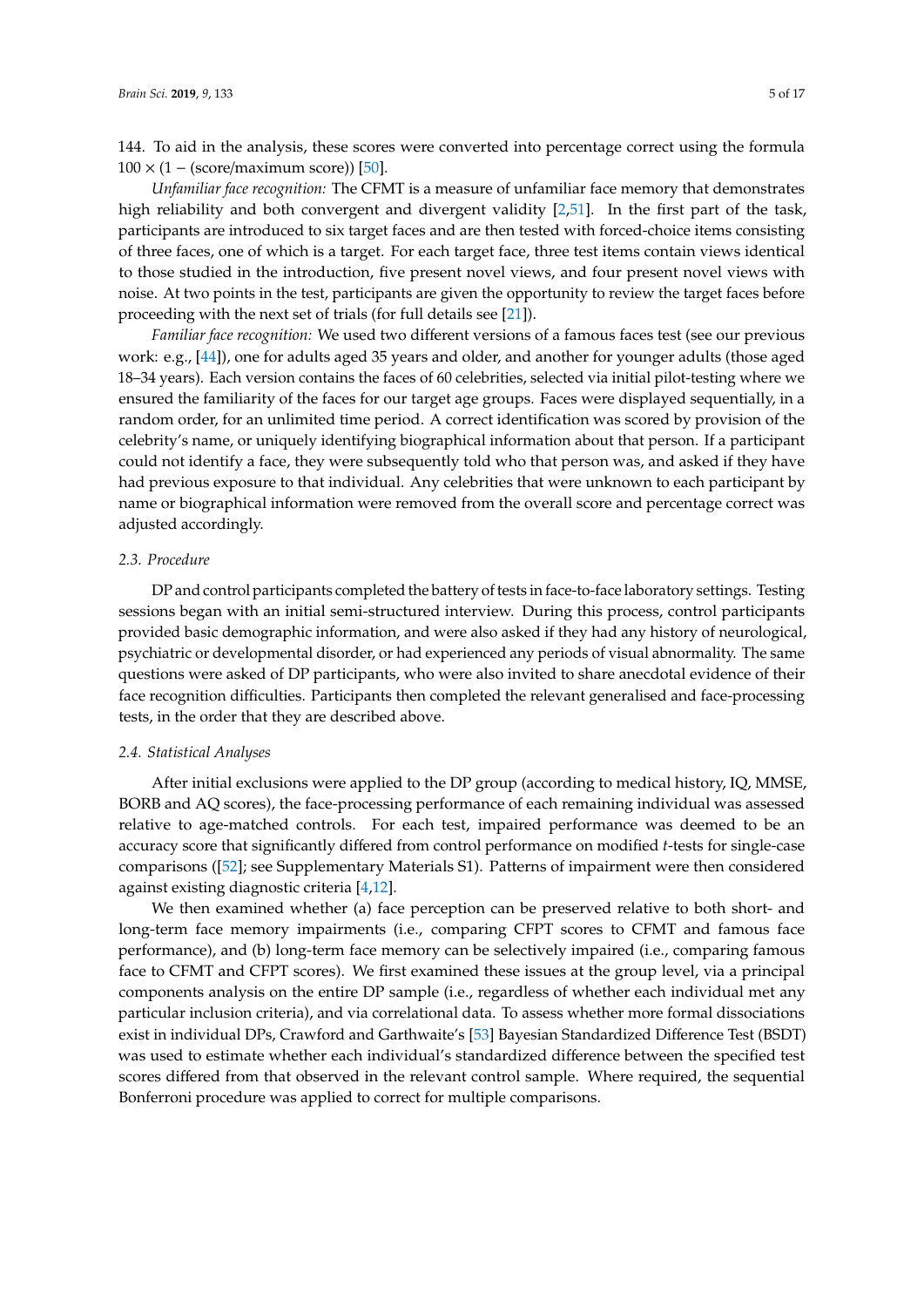144. To aid in the analysis, these scores were converted into percentage correct using the formula $100 \times (1 - (\text{score/maximum score}))$ [50].

*Unfamiliar face recognition:* The CFMT is a measure of unfamiliar face memory that demonstrates high reliability and both convergent and divergent validity [2,51]. In the first part of the task, participants are introduced to six target faces and are then tested with forced-choice items consisting of three faces, one of which is a target. For each target face, three test items contain views identical to those studied in the introduction, five present novel views, and four present novel views with noise. At two points in the test, participants are given the opportunity to review the target faces before proceeding with the next set of trials (for full details see [21]).

*Familiar face recognition:* We used two different versions of a famous faces test (see our previous work: e.g., [44]), one for adults aged 35 years and older, and another for younger adults (those aged 18–34 years). Each version contains the faces of 60 celebrities, selected via initial pilot-testing where we ensured the familiarity of the faces for our target age groups. Faces were displayed sequentially, in a random order, for an unlimited time period. A correct identification was scored by provision of the celebrity's name, or uniquely identifying biographical information about that person. If a participant could not identify a face, they were subsequently told who that person was, and asked if they have had previous exposure to that individual. Any celebrities that were unknown to each participant by name or biographical information were removed from the overall score and percentage correct was adjusted accordingly.

### 2.3. Procedure

DP and control participants completed the battery of tests in face-to-face laboratory settings. Testing sessions began with an initial semi-structured interview. During this process, control participants provided basic demographic information, and were also asked if they had any history of neurological, psychiatric or developmental disorder, or had experienced any periods of visual abnormality. The same questions were asked of DP participants, who were also invited to share anecdotal evidence of their face recognition difficulties. Participants then completed the relevant generalised and face-processing tests, in the order that they are described above.

### 2.4. Statistical Analyses

After initial exclusions were applied to the DP group (according to medical history, IQ, MMSE, BORB and AQ scores), the face-processing performance of each remaining individual was assessed relative to age-matched controls. For each test, impaired performance was deemed to be an accuracy score that significantly differed from control performance on modified *t*-tests for single-case comparisons ([52]; see Supplementary Materials S1). Patterns of impairment were then considered against existing diagnostic criteria [4,12].

We then examined whether (a) face perception can be preserved relative to both short- and long-term face memory impairments (i.e., comparing CFPT scores to CFMT and famous face performance), and (b) long-term face memory can be selectively impaired (i.e., comparing famous face to CFMT and CFPT scores). We first examined these issues at the group level, via a principal components analysis on the entire DP sample (i.e., regardless of whether each individual met any particular inclusion criteria), and via correlational data. To assess whether more formal dissociations exist in individual DPs, Crawford and Garthwaite's [53] Bayesian Standardized Difference Test (BSDT) was used to estimate whether each individual's standardized difference between the specified test scores differed from that observed in the relevant control sample. Where required, the sequential Bonferroni procedure was applied to correct for multiple comparisons.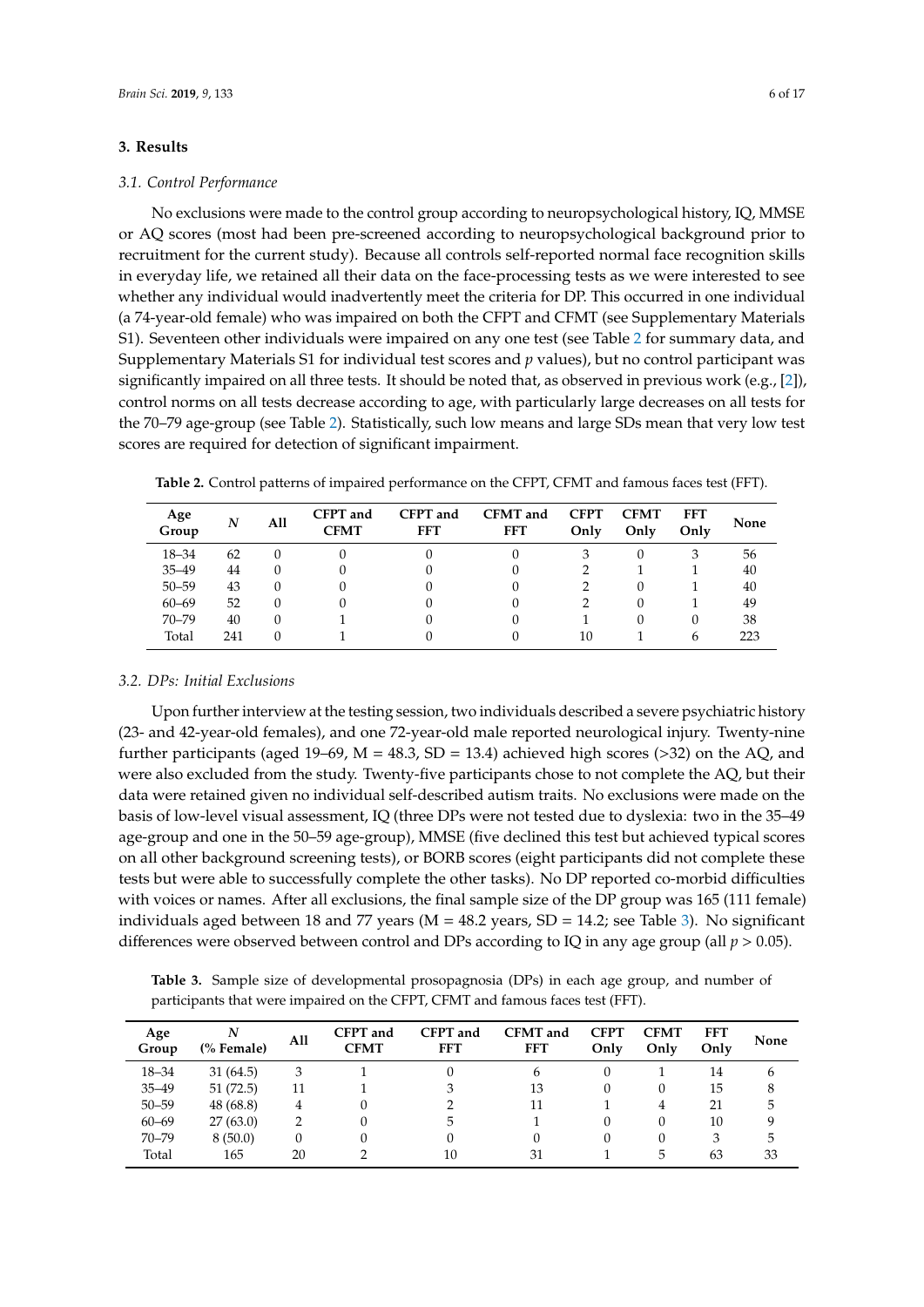## 3. Results

### 3.1. Control Performance

No exclusions were made to the control group according to neuropsychological history, IQ, MMSE or AQ scores (most had been pre-screened according to neuropsychological background prior to recruitment for the current study). Because all controls self-reported normal face recognition skills in everyday life, we retained all their data on the face-processing tests as we were interested to see whether any individual would inadvertently meet the criteria for DP. This occurred in one individual (a 74-year-old female) who was impaired on both the CFPT and CFMT (see Supplementary Materials S1). Seventeen other individuals were impaired on any one test (see Table 2 for summary data, and Supplementary Materials S1 for individual test scores and *p* values), but no control participant was significantly impaired on all three tests. It should be noted that, as observed in previous work (e.g., [2]), control norms on all tests decrease according to age, with particularly large decreases on all tests for the 70–79 age-group (see Table 2). Statistically, such low means and large SDs mean that very low test scores are required for detection of significant impairment.

**Table 2.** Control patterns of impaired performance on the CFPT, CFMT and famous faces test (FFT).

| Age Group | *N* | All | CFPT and CFMT | CFPT and FFT | CFMT and FFT | CFPT Only | CFMT Only | FFT Only | None |
|---|---|---|---|---|---|---|---|---|---|
| 18–34 | 62 | 0 | 0 | 0 | 0 | 3 | 0 | 3 | 56 |
| 35–49 | 44 | 0 | 0 | 0 | 0 | 2 | 1 | 1 | 40 |
| 50–59 | 43 | 0 | 0 | 0 | 0 | 2 | 0 | 1 | 40 |
| 60–69 | 52 | 0 | 0 | 0 | 0 | 2 | 0 | 1 | 49 |
| 70–79 | 40 | 0 | 1 | 0 | 0 | 1 | 0 | 0 | 38 |
| Total | 241 | 0 | 1 | 0 | 0 | 10 | 1 | 6 | 223 |

### 3.2. DPs: Initial Exclusions

Upon further interview at the testing session, two individuals described a severe psychiatric history (23- and 42-year-old females), and one 72-year-old male reported neurological injury. Twenty-nine further participants (aged 19–69, M = 48.3, SD = 13.4) achieved high scores (>32) on the AQ, and were also excluded from the study. Twenty-five participants chose to not complete the AQ, but their data were retained given no individual self-described autism traits. No exclusions were made on the basis of low-level visual assessment, IQ (three DPs were not tested due to dyslexia: two in the 35–49 age-group and one in the 50–59 age-group), MMSE (five declined this test but achieved typical scores on all other background screening tests), or BORB scores (eight participants did not complete these tests but were able to successfully complete the other tasks). No DP reported co-morbid difficulties with voices or names. After all exclusions, the final sample size of the DP group was 165 (111 female) individuals aged between 18 and 77 years (M = 48.2 years, SD = 14.2; see Table 3). No significant differences were observed between control and DPs according to IQ in any age group (all $p > 0.05$).

**Table 3.** Sample size of developmental prosopagnosia (DPs) in each age group, and number of participants that were impaired on the CFPT, CFMT and famous faces test (FFT).

| Age Group | *N* (% Female) | All | CFPT and CFMT | CFPT and FFT | CFMT and FFT | CFPT Only | CFMT Only | FFT Only | None |
|---|---|---|---|---|---|---|---|---|---|
| 18–34 | 31 (64.5) | 3 | 1 | 0 | 6 | 0 | 1 | 14 | 6 |
| 35–49 | 51 (72.5) | 11 | 1 | 3 | 13 | 0 | 0 | 15 | 8 |
| 50–59 | 48 (68.8) | 4 | 0 | 2 | 11 | 1 | 4 | 21 | 5 |
| 60–69 | 27 (63.0) | 2 | 0 | 5 | 1 | 0 | 0 | 10 | 9 |
| 70–79 | 8 (50.0) | 0 | 0 | 0 | 0 | 0 | 0 | 3 | 5 |
| Total | 165 | 20 | 2 | 10 | 31 | 1 | 5 | 63 | 33 |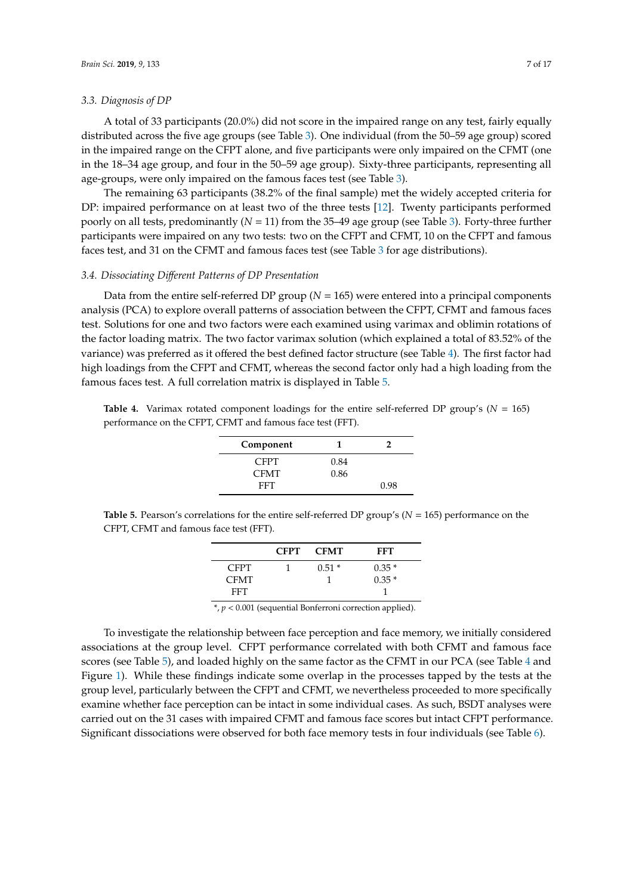### 3.3. Diagnosis of DP

A total of 33 participants (20.0%) did not score in the impaired range on any test, fairly equally distributed across the five age groups (see Table 3). One individual (from the 50–59 age group) scored in the impaired range on the CFPT alone, and five participants were only impaired on the CFMT (one in the 18–34 age group, and four in the 50–59 age group). Sixty-three participants, representing all age-groups, were only impaired on the famous faces test (see Table 3).

The remaining 63 participants (38.2% of the final sample) met the widely accepted criteria for DP: impaired performance on at least two of the three tests [12]. Twenty participants performed poorly on all tests, predominantly ($N$ = 11) from the 35–49 age group (see Table 3). Forty-three further participants were impaired on any two tests: two on the CFPT and CFMT, 10 on the CFPT and famous faces test, and 31 on the CFMT and famous faces test (see Table 3 for age distributions).

### 3.4. Dissociating Different Patterns of DP Presentation

Data from the entire self-referred DP group ($N$ = 165) were entered into a principal components analysis (PCA) to explore overall patterns of association between the CFPT, CFMT and famous faces test. Solutions for one and two factors were each examined using varimax and oblimin rotations of the factor loading matrix. The two factor varimax solution (which explained a total of 83.52% of the variance) was preferred as it offered the best defined factor structure (see Table 4). The first factor had high loadings from the CFPT and CFMT, whereas the second factor only had a high loading from the famous faces test. A full correlation matrix is displayed in Table 5.

**Table 4.** Varimax rotated component loadings for the entire self-referred DP group's ($N$ = 165) performance on the CFPT, CFMT and famous face test (FFT).

| Component | 1 | 2 |
|---|---|---|
| CFPT | 0.84 | |
| CFMT | 0.86 | |
| FFT | | 0.98 |

**Table 5.** Pearson's correlations for the entire self-referred DP group's ($N$ = 165) performance on the CFPT, CFMT and famous face test (FFT).

| | CFPT | CFMT | FFT |
|---|---|---|---|
| CFPT | 1 | 0.51 * | 0.35 * |
| CFMT | | 1 | 0.35 * |
| FFT | | | 1 |

*, $p < 0.001$ (sequential Bonferroni correction applied).

To investigate the relationship between face perception and face memory, we initially considered associations at the group level. CFPT performance correlated with both CFMT and famous face scores (see Table 5), and loaded highly on the same factor as the CFMT in our PCA (see Table 4 and Figure 1). While these findings indicate some overlap in the processes tapped by the tests at the group level, particularly between the CFPT and CFMT, we nevertheless proceeded to more specifically examine whether face perception can be intact in some individual cases. As such, BSDT analyses were carried out on the 31 cases with impaired CFMT and famous face scores but intact CFPT performance. Significant dissociations were observed for both face memory tests in four individuals (see Table 6).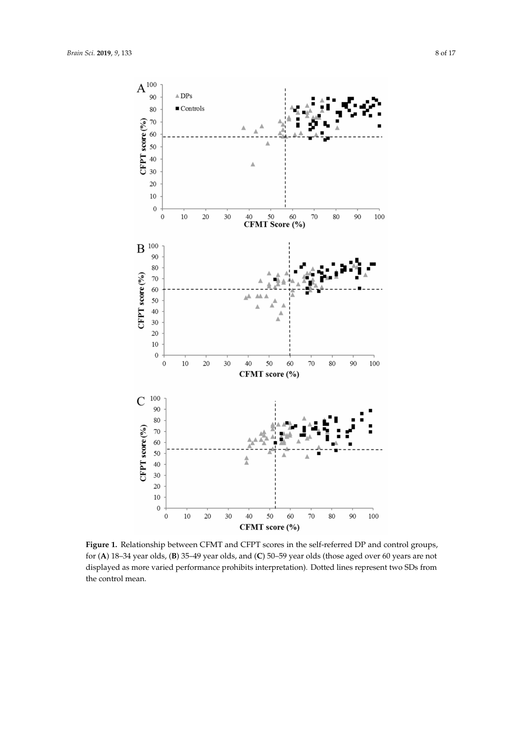**Figure 1.** Relationship between CFMT and CFPT scores in the self-referred DP and control groups, for (**A**) 18–34 year olds, (**B**) 35–49 year olds, and (**C**) 50–59 year olds (those aged over 60 years are not displayed as more varied performance prohibits interpretation). Dotted lines represent two SDs from the control mean.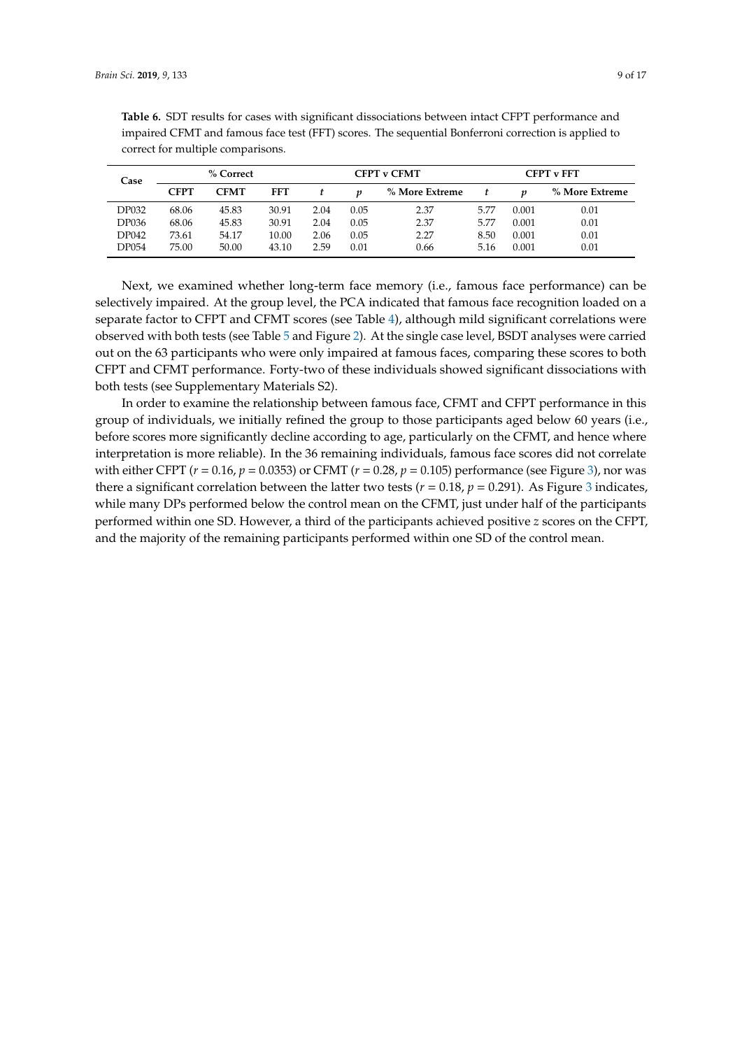**Table 6.** SDT results for cases with significant dissociations between intact CFPT performance and impaired CFMT and famous face test (FFT) scores. The sequential Bonferroni correction is applied to correct for multiple comparisons.

| Case | % Correct | | | CFPT v CFMT | | | CFPT v FFT | | |
|---|---|---|---|---|---|---|---|---|---|
| | **CFPT** | **CFMT** | **FFT** | $t$ | $p$ | **% More Extreme** | $t$ | $p$ | **% More Extreme** |
| DP032 | 68.06 | 45.83 | 30.91 | 2.04 | 0.05 | 2.37 | 5.77 | 0.001 | 0.01 |
| DP036 | 68.06 | 45.83 | 30.91 | 2.04 | 0.05 | 2.37 | 5.77 | 0.001 | 0.01 |
| DP042 | 73.61 | 54.17 | 10.00 | 2.06 | 0.05 | 2.27 | 8.50 | 0.001 | 0.01 |
| DP054 | 75.00 | 50.00 | 43.10 | 2.59 | 0.01 | 0.66 | 5.16 | 0.001 | 0.01 |

Next, we examined whether long-term face memory (i.e., famous face performance) can be selectively impaired. At the group level, the PCA indicated that famous face recognition loaded on a separate factor to CFPT and CFMT scores (see Table 4), although mild significant correlations were observed with both tests (see Table 5 and Figure 2). At the single case level, BSDT analyses were carried out on the 63 participants who were only impaired at famous faces, comparing these scores to both CFPT and CFMT performance. Forty-two of these individuals showed significant dissociations with both tests (see Supplementary Materials S2).

In order to examine the relationship between famous face, CFMT and CFPT performance in this group of individuals, we initially refined the group to those participants aged below 60 years (i.e., before scores more significantly decline according to age, particularly on the CFMT, and hence where interpretation is more reliable). In the 36 remaining individuals, famous face scores did not correlate with either CFPT ($r = 0.16$, $p = 0.0353$) or CFMT ($r = 0.28$, $p = 0.105$) performance (see Figure 3), nor was there a significant correlation between the latter two tests ($r = 0.18$, $p = 0.291$). As Figure 3 indicates, while many DPs performed below the control mean on the CFMT, just under half of the participants performed within one SD. However, a third of the participants achieved positive $z$ scores on the CFPT, and the majority of the remaining participants performed within one SD of the control mean.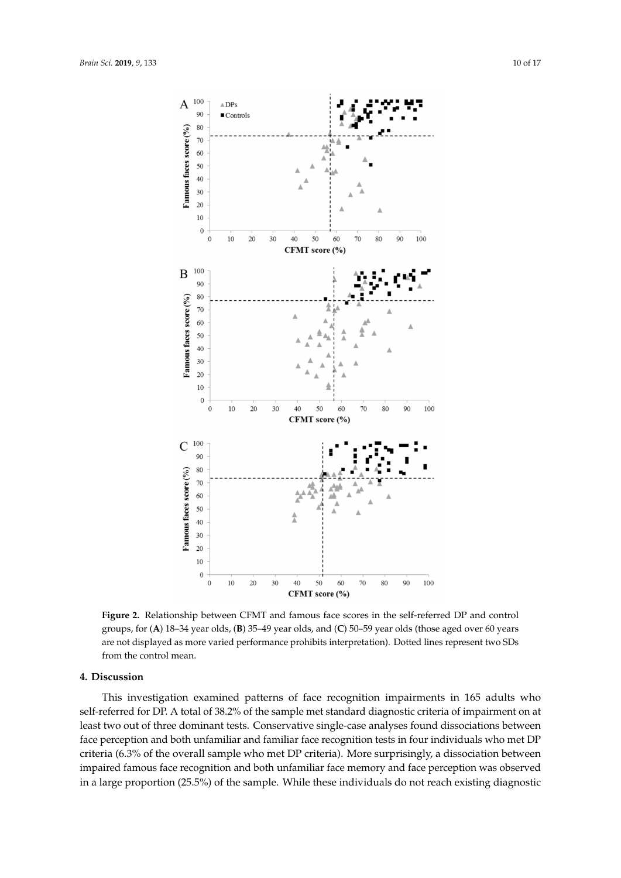**Figure 2.** Relationship between CFMT and famous face scores in the self-referred DP and control groups, for (**A**) 18–34 year olds, (**B**) 35–49 year olds, and (**C**) 50–59 year olds (those aged over 60 years are not displayed as more varied performance prohibits interpretation). Dotted lines represent two SDs from the control mean.

## 4. Discussion

This investigation examined patterns of face recognition impairments in 165 adults who self-referred for DP. A total of 38.2% of the sample met standard diagnostic criteria of impairment on at least two out of three dominant tests. Conservative single-case analyses found dissociations between face perception and both unfamiliar and familiar face recognition tests in four individuals who met DP criteria (6.3% of the overall sample who met DP criteria). More surprisingly, a dissociation between impaired famous face recognition and both unfamiliar face memory and face perception was observed in a large proportion (25.5%) of the sample. While these individuals do not reach existing diagnostic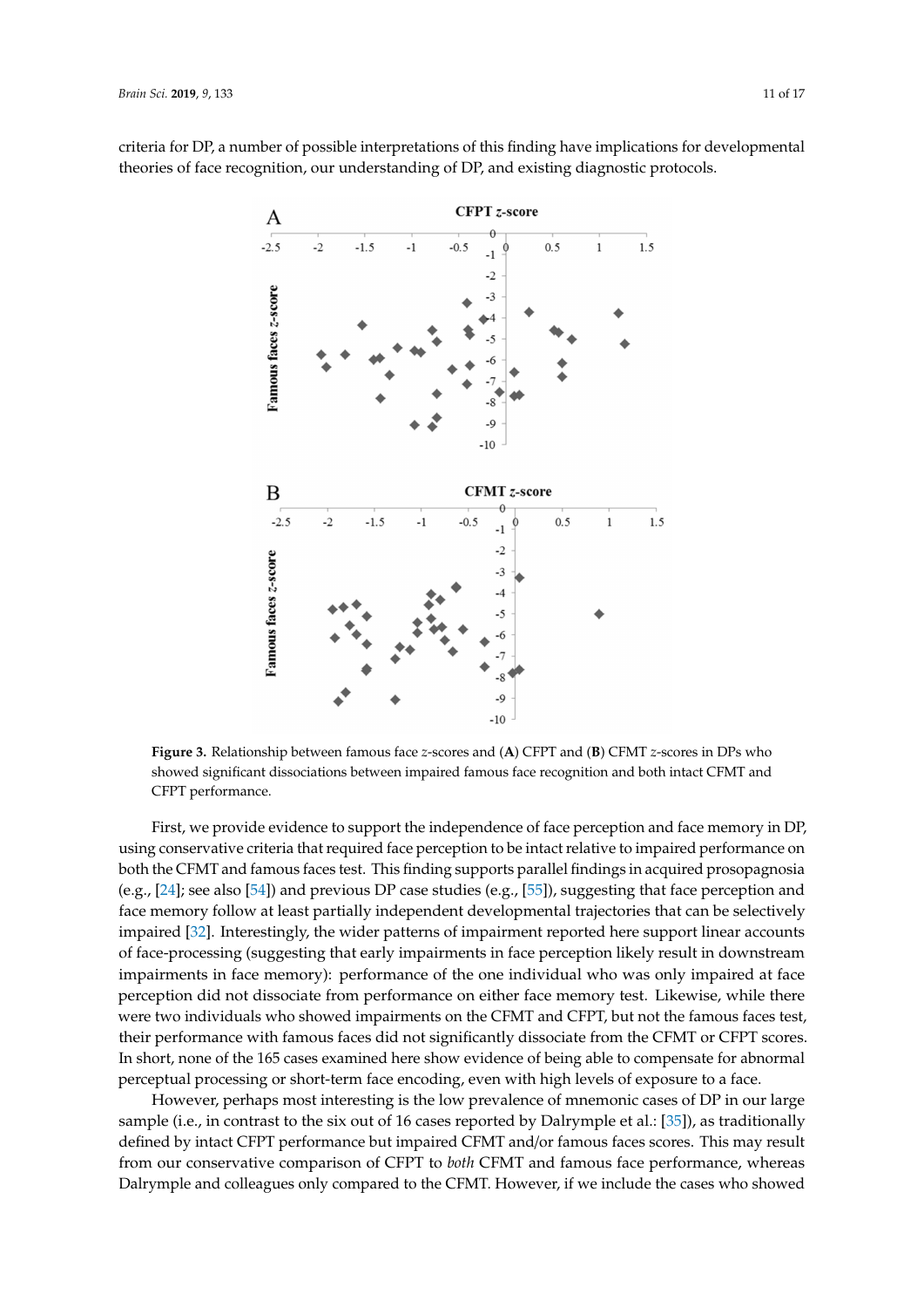criteria for DP, a number of possible interpretations of this finding have implications for developmental theories of face recognition, our understanding of DP, and existing diagnostic protocols.

**Figure 3.** Relationship between famous face $z$-scores and (**A**) CFPT and (**B**) CFMT $z$-scores in DPs who showed significant dissociations between impaired famous face recognition and both intact CFMT and CFPT performance.

First, we provide evidence to support the independence of face perception and face memory in DP, using conservative criteria that required face perception to be intact relative to impaired performance on both the CFMT and famous faces test. This finding supports parallel findings in acquired prosopagnosia (e.g., [24]; see also [54]) and previous DP case studies (e.g., [55]), suggesting that face perception and face memory follow at least partially independent developmental trajectories that can be selectively impaired [32]. Interestingly, the wider patterns of impairment reported here support linear accounts of face-processing (suggesting that early impairments in face perception likely result in downstream impairments in face memory): performance of the one individual who was only impaired at face perception did not dissociate from performance on either face memory test. Likewise, while there were two individuals who showed impairments on the CFMT and CFPT, but not the famous faces test, their performance with famous faces did not significantly dissociate from the CFMT or CFPT scores. In short, none of the 165 cases examined here show evidence of being able to compensate for abnormal perceptual processing or short-term face encoding, even with high levels of exposure to a face.

However, perhaps most interesting is the low prevalence of mnemonic cases of DP in our large sample (i.e., in contrast to the six out of 16 cases reported by Dalrymple et al.: [35]), as traditionally defined by intact CFPT performance but impaired CFMT and/or famous faces scores. This may result from our conservative comparison of CFPT to *both* CFMT and famous face performance, whereas Dalrymple and colleagues only compared to the CFMT. However, if we include the cases who showed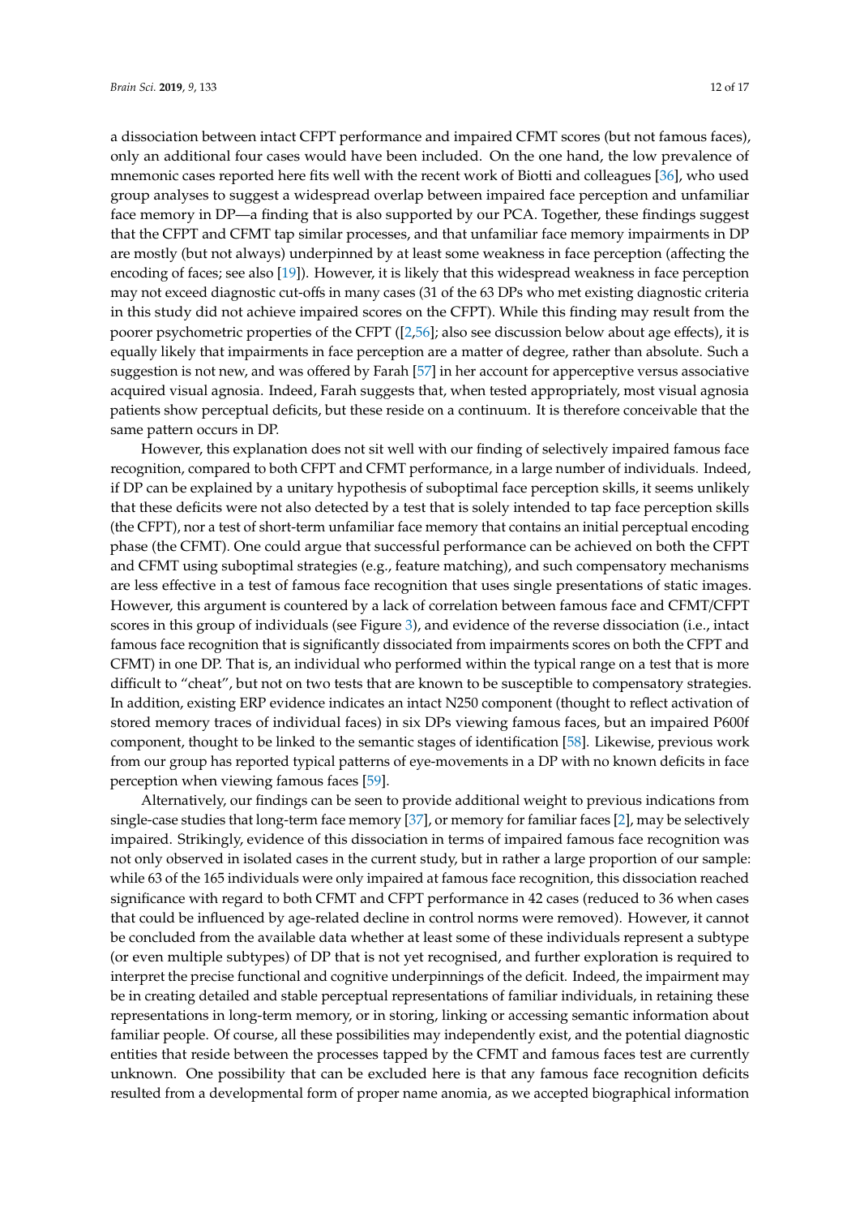a dissociation between intact CFPT performance and impaired CFMT scores (but not famous faces), only an additional four cases would have been included. On the one hand, the low prevalence of mnemonic cases reported here fits well with the recent work of Biotti and colleagues [36], who used group analyses to suggest a widespread overlap between impaired face perception and unfamiliar face memory in DP—a finding that is also supported by our PCA. Together, these findings suggest that the CFPT and CFMT tap similar processes, and that unfamiliar face memory impairments in DP are mostly (but not always) underpinned by at least some weakness in face perception (affecting the encoding of faces; see also [19]). However, it is likely that this widespread weakness in face perception may not exceed diagnostic cut-offs in many cases (31 of the 63 DPs who met existing diagnostic criteria in this study did not achieve impaired scores on the CFPT). While this finding may result from the poorer psychometric properties of the CFPT ([2,56]; also see discussion below about age effects), it is equally likely that impairments in face perception are a matter of degree, rather than absolute. Such a suggestion is not new, and was offered by Farah [57] in her account for apperceptive versus associative acquired visual agnosia. Indeed, Farah suggests that, when tested appropriately, most visual agnosia patients show perceptual deficits, but these reside on a continuum. It is therefore conceivable that the same pattern occurs in DP.

However, this explanation does not sit well with our finding of selectively impaired famous face recognition, compared to both CFPT and CFMT performance, in a large number of individuals. Indeed, if DP can be explained by a unitary hypothesis of suboptimal face perception skills, it seems unlikely that these deficits were not also detected by a test that is solely intended to tap face perception skills (the CFPT), nor a test of short-term unfamiliar face memory that contains an initial perceptual encoding phase (the CFMT). One could argue that successful performance can be achieved on both the CFPT and CFMT using suboptimal strategies (e.g., feature matching), and such compensatory mechanisms are less effective in a test of famous face recognition that uses single presentations of static images. However, this argument is countered by a lack of correlation between famous face and CFMT/CFPT scores in this group of individuals (see Figure 3), and evidence of the reverse dissociation (i.e., intact famous face recognition that is significantly dissociated from impairments scores on both the CFPT and CFMT) in one DP. That is, an individual who performed within the typical range on a test that is more difficult to "cheat", but not on two tests that are known to be susceptible to compensatory strategies. In addition, existing ERP evidence indicates an intact N250 component (thought to reflect activation of stored memory traces of individual faces) in six DPs viewing famous faces, but an impaired P600f component, thought to be linked to the semantic stages of identification [58]. Likewise, previous work from our group has reported typical patterns of eye-movements in a DP with no known deficits in face perception when viewing famous faces [59].

Alternatively, our findings can be seen to provide additional weight to previous indications from single-case studies that long-term face memory [37], or memory for familiar faces [2], may be selectively impaired. Strikingly, evidence of this dissociation in terms of impaired famous face recognition was not only observed in isolated cases in the current study, but in rather a large proportion of our sample: while 63 of the 165 individuals were only impaired at famous face recognition, this dissociation reached significance with regard to both CFMT and CFPT performance in 42 cases (reduced to 36 when cases that could be influenced by age-related decline in control norms were removed). However, it cannot be concluded from the available data whether at least some of these individuals represent a subtype (or even multiple subtypes) of DP that is not yet recognised, and further exploration is required to interpret the precise functional and cognitive underpinnings of the deficit. Indeed, the impairment may be in creating detailed and stable perceptual representations of familiar individuals, in retaining these representations in long-term memory, or in storing, linking or accessing semantic information about familiar people. Of course, all these possibilities may independently exist, and the potential diagnostic entities that reside between the processes tapped by the CFMT and famous faces test are currently unknown. One possibility that can be excluded here is that any famous face recognition deficits resulted from a developmental form of proper name anomia, as we accepted biographical information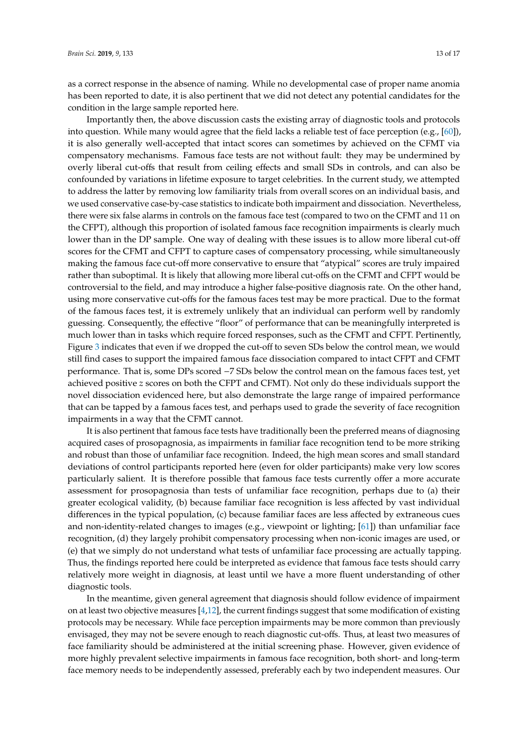as a correct response in the absence of naming. While no developmental case of proper name anomia has been reported to date, it is also pertinent that we did not detect any potential candidates for the condition in the large sample reported here.

Importantly then, the above discussion casts the existing array of diagnostic tools and protocols into question. While many would agree that the field lacks a reliable test of face perception (e.g., [60]), it is also generally well-accepted that intact scores can sometimes by achieved on the CFMT via compensatory mechanisms. Famous face tests are not without fault: they may be undermined by overly liberal cut-offs that result from ceiling effects and small SDs in controls, and can also be confounded by variations in lifetime exposure to target celebrities. In the current study, we attempted to address the latter by removing low familiarity trials from overall scores on an individual basis, and we used conservative case-by-case statistics to indicate both impairment and dissociation. Nevertheless, there were six false alarms in controls on the famous face test (compared to two on the CFMT and 11 on the CFPT), although this proportion of isolated famous face recognition impairments is clearly much lower than in the DP sample. One way of dealing with these issues is to allow more liberal cut-off scores for the CFMT and CFPT to capture cases of compensatory processing, while simultaneously making the famous face cut-off more conservative to ensure that "atypical" scores are truly impaired rather than suboptimal. It is likely that allowing more liberal cut-offs on the CFMT and CFPT would be controversial to the field, and may introduce a higher false-positive diagnosis rate. On the other hand, using more conservative cut-offs for the famous faces test may be more practical. Due to the format of the famous faces test, it is extremely unlikely that an individual can perform well by randomly guessing. Consequently, the effective "floor" of performance that can be meaningfully interpreted is much lower than in tasks which require forced responses, such as the CFMT and CFPT. Pertinently, Figure 3 indicates that even if we dropped the cut-off to seven SDs below the control mean, we would still find cases to support the impaired famous face dissociation compared to intact CFPT and CFMT performance. That is, some DPs scored −7 SDs below the control mean on the famous faces test, yet achieved positive $z$ scores on both the CFPT and CFMT). Not only do these individuals support the novel dissociation evidenced here, but also demonstrate the large range of impaired performance that can be tapped by a famous faces test, and perhaps used to grade the severity of face recognition impairments in a way that the CFMT cannot.

It is also pertinent that famous face tests have traditionally been the preferred means of diagnosing acquired cases of prosopagnosia, as impairments in familiar face recognition tend to be more striking and robust than those of unfamiliar face recognition. Indeed, the high mean scores and small standard deviations of control participants reported here (even for older participants) make very low scores particularly salient. It is therefore possible that famous face tests currently offer a more accurate assessment for prosopagnosia than tests of unfamiliar face recognition, perhaps due to (a) their greater ecological validity, (b) because familiar face recognition is less affected by vast individual differences in the typical population, (c) because familiar faces are less affected by extraneous cues and non-identity-related changes to images (e.g., viewpoint or lighting; [61]) than unfamiliar face recognition, (d) they largely prohibit compensatory processing when non-iconic images are used, or (e) that we simply do not understand what tests of unfamiliar face processing are actually tapping. Thus, the findings reported here could be interpreted as evidence that famous face tests should carry relatively more weight in diagnosis, at least until we have a more fluent understanding of other diagnostic tools.

In the meantime, given general agreement that diagnosis should follow evidence of impairment on at least two objective measures [4,12], the current findings suggest that some modification of existing protocols may be necessary. While face perception impairments may be more common than previously envisaged, they may not be severe enough to reach diagnostic cut-offs. Thus, at least two measures of face familiarity should be administered at the initial screening phase. However, given evidence of more highly prevalent selective impairments in famous face recognition, both short- and long-term face memory needs to be independently assessed, preferably each by two independent measures. Our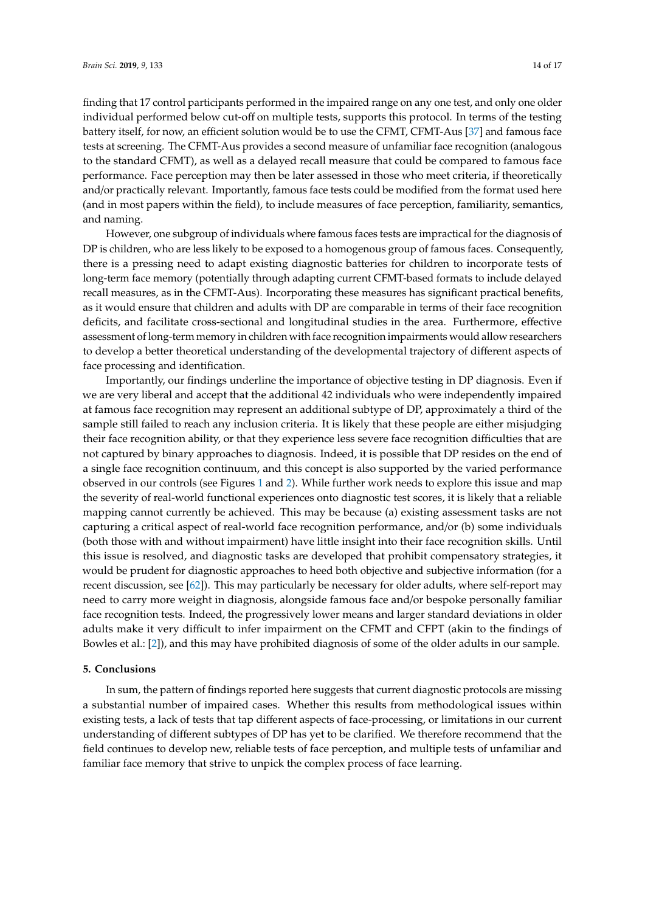finding that 17 control participants performed in the impaired range on any one test, and only one older individual performed below cut-off on multiple tests, supports this protocol. In terms of the testing battery itself, for now, an efficient solution would be to use the CFMT, CFMT-Aus [37] and famous face tests at screening. The CFMT-Aus provides a second measure of unfamiliar face recognition (analogous to the standard CFMT), as well as a delayed recall measure that could be compared to famous face performance. Face perception may then be later assessed in those who meet criteria, if theoretically and/or practically relevant. Importantly, famous face tests could be modified from the format used here (and in most papers within the field), to include measures of face perception, familiarity, semantics, and naming.

However, one subgroup of individuals where famous faces tests are impractical for the diagnosis of DP is children, who are less likely to be exposed to a homogenous group of famous faces. Consequently, there is a pressing need to adapt existing diagnostic batteries for children to incorporate tests of long-term face memory (potentially through adapting current CFMT-based formats to include delayed recall measures, as in the CFMT-Aus). Incorporating these measures has significant practical benefits, as it would ensure that children and adults with DP are comparable in terms of their face recognition deficits, and facilitate cross-sectional and longitudinal studies in the area. Furthermore, effective assessment of long-term memory in children with face recognition impairments would allow researchers to develop a better theoretical understanding of the developmental trajectory of different aspects of face processing and identification.

Importantly, our findings underline the importance of objective testing in DP diagnosis. Even if we are very liberal and accept that the additional 42 individuals who were independently impaired at famous face recognition may represent an additional subtype of DP, approximately a third of the sample still failed to reach any inclusion criteria. It is likely that these people are either misjudging their face recognition ability, or that they experience less severe face recognition difficulties that are not captured by binary approaches to diagnosis. Indeed, it is possible that DP resides on the end of a single face recognition continuum, and this concept is also supported by the varied performance observed in our controls (see Figures 1 and 2). While further work needs to explore this issue and map the severity of real-world functional experiences onto diagnostic test scores, it is likely that a reliable mapping cannot currently be achieved. This may be because (a) existing assessment tasks are not capturing a critical aspect of real-world face recognition performance, and/or (b) some individuals (both those with and without impairment) have little insight into their face recognition skills. Until this issue is resolved, and diagnostic tasks are developed that prohibit compensatory strategies, it would be prudent for diagnostic approaches to heed both objective and subjective information (for a recent discussion, see [62]). This may particularly be necessary for older adults, where self-report may need to carry more weight in diagnosis, alongside famous face and/or bespoke personally familiar face recognition tests. Indeed, the progressively lower means and larger standard deviations in older adults make it very difficult to infer impairment on the CFMT and CFPT (akin to the findings of Bowles et al.: [2]), and this may have prohibited diagnosis of some of the older adults in our sample.

## 5. Conclusions

In sum, the pattern of findings reported here suggests that current diagnostic protocols are missing a substantial number of impaired cases. Whether this results from methodological issues within existing tests, a lack of tests that tap different aspects of face-processing, or limitations in our current understanding of different subtypes of DP has yet to be clarified. We therefore recommend that the field continues to develop new, reliable tests of face perception, and multiple tests of unfamiliar and familiar face memory that strive to unpick the complex process of face learning.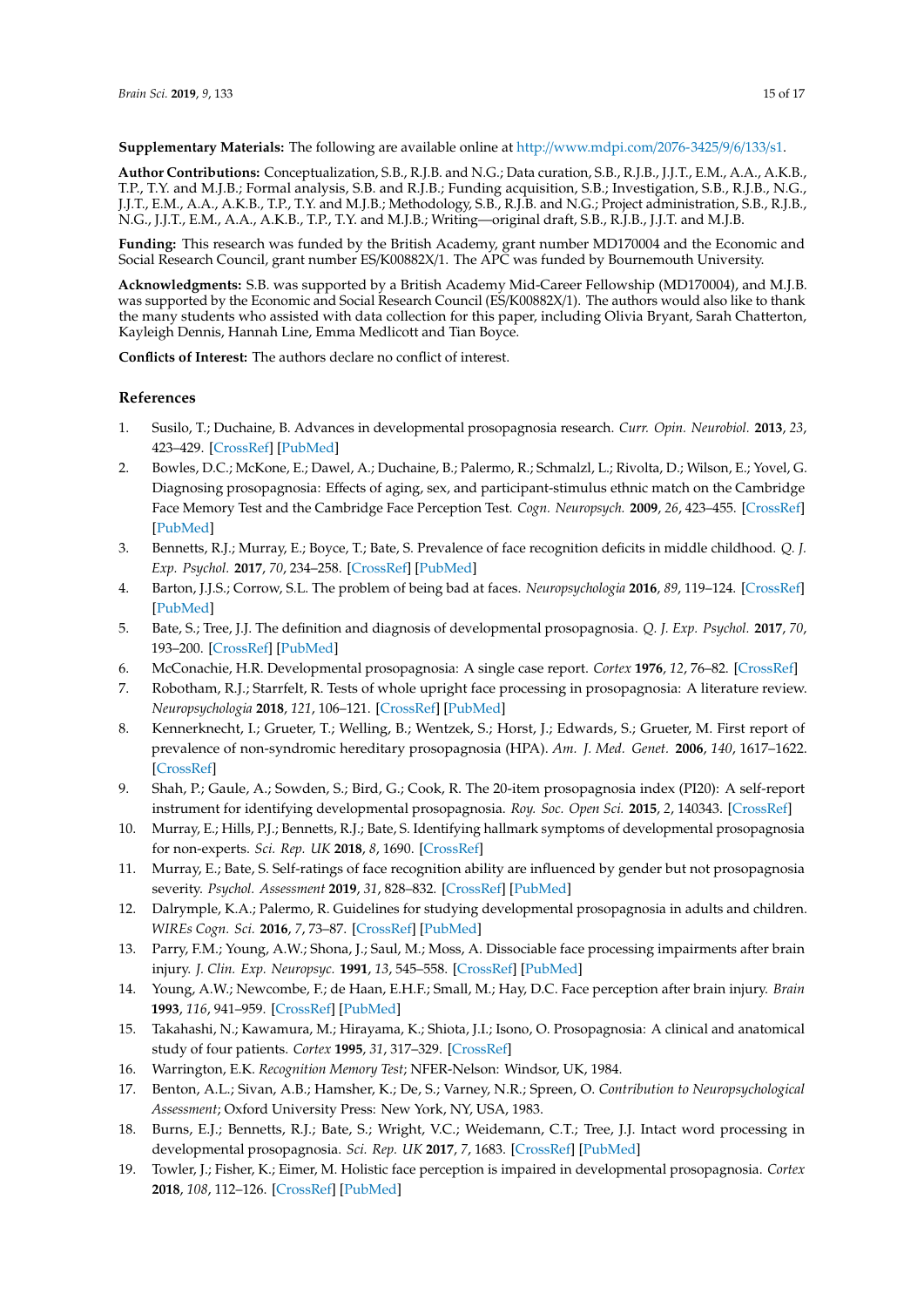**Supplementary Materials:** The following are available online at http://www.mdpi.com/2076-3425/9/6/133/s1.

**Author Contributions:** Conceptualization, S.B., R.J.B. and N.G.; Data curation, S.B., R.J.B., J.J.T., E.M., A.A., A.K.B., T.P., T.Y. and M.J.B.; Formal analysis, S.B. and R.J.B.; Funding acquisition, S.B.; Investigation, S.B., R.J.B., N.G., J.J.T., E.M., A.A., A.K.B., T.P., T.Y. and M.J.B.; Methodology, S.B., R.J.B. and N.G.; Project administration, S.B., R.J.B., N.G., J.J.T., E.M., A.A., A.K.B., T.P., T.Y. and M.J.B.; Writing—original draft, S.B., R.J.B., J.J.T. and M.J.B.

**Funding:** This research was funded by the British Academy, grant number MD170004 and the Economic and Social Research Council, grant number ES/K00882X/1. The APC was funded by Bournemouth University.

**Acknowledgments:** S.B. was supported by a British Academy Mid-Career Fellowship (MD170004), and M.J.B. was supported by the Economic and Social Research Council (ES/K00882X/1). The authors would also like to thank the many students who assisted with data collection for this paper, including Olivia Bryant, Sarah Chatterton, Kayleigh Dennis, Hannah Line, Emma Medlicott and Tian Boyce.

**Conflicts of Interest:** The authors declare no conflict of interest.

## References

1. Susilo, T.; Duchaine, B. Advances in developmental prosopagnosia research. *Curr. Opin. Neurobiol.* **2013**, *23*, 423–429. [CrossRef] [PubMed]
2. Bowles, D.C.; McKone, E.; Dawel, A.; Duchaine, B.; Palermo, R.; Schmalzl, L.; Rivolta, D.; Wilson, E.; Yovel, G. Diagnosing prosopagnosia: Effects of aging, sex, and participant-stimulus ethnic match on the Cambridge Face Memory Test and the Cambridge Face Perception Test. *Cogn. Neuropsych.* **2009**, *26*, 423–455. [CrossRef] [PubMed]
3. Bennetts, R.J.; Murray, E.; Boyce, T.; Bate, S. Prevalence of face recognition deficits in middle childhood. *Q. J. Exp. Psychol.* **2017**, *70*, 234–258. [CrossRef] [PubMed]
4. Barton, J.J.S.; Corrow, S.L. The problem of being bad at faces. *Neuropsychologia* **2016**, *89*, 119–124. [CrossRef] [PubMed]
5. Bate, S.; Tree, J.J. The definition and diagnosis of developmental prosopagnosia. *Q. J. Exp. Psychol.* **2017**, *70*, 193–200. [CrossRef] [PubMed]
6. McConachie, H.R. Developmental prosopagnosia: A single case report. *Cortex* **1976**, *12*, 76–82. [CrossRef]
7. Robotham, R.J.; Starrfelt, R. Tests of whole upright face processing in prosopagnosia: A literature review. *Neuropsychologia* **2018**, *121*, 106–121. [CrossRef] [PubMed]
8. Kennerknecht, I.; Grueter, T.; Welling, B.; Wentzek, S.; Horst, J.; Edwards, S.; Grueter, M. First report of prevalence of non-syndromic hereditary prosopagnosia (HPA). *Am. J. Med. Genet.* **2006**, *140*, 1617–1622. [CrossRef]
9. Shah, P.; Gaule, A.; Sowden, S.; Bird, G.; Cook, R. The 20-item prosopagnosia index (PI20): A self-report instrument for identifying developmental prosopagnosia. *Roy. Soc. Open Sci.* **2015**, *2*, 140343. [CrossRef]
10. Murray, E.; Hills, P.J.; Bennetts, R.J.; Bate, S. Identifying hallmark symptoms of developmental prosopagnosia for non-experts. *Sci. Rep. UK* **2018**, *8*, 1690. [CrossRef]
11. Murray, E.; Bate, S. Self-ratings of face recognition ability are influenced by gender but not prosopagnosia severity. *Psychol. Assessment* **2019**, *31*, 828–832. [CrossRef] [PubMed]
12. Dalrymple, K.A.; Palermo, R. Guidelines for studying developmental prosopagnosia in adults and children. *WIREs Cogn. Sci.* **2016**, *7*, 73–87. [CrossRef] [PubMed]
13. Parry, F.M.; Young, A.W.; Shona, J.; Saul, M.; Moss, A. Dissociable face processing impairments after brain injury. *J. Clin. Exp. Neuropsyc.* **1991**, *13*, 545–558. [CrossRef] [PubMed]
14. Young, A.W.; Newcombe, F.; de Haan, E.H.F.; Small, M.; Hay, D.C. Face perception after brain injury. *Brain* **1993**, *116*, 941–959. [CrossRef] [PubMed]
15. Takahashi, N.; Kawamura, M.; Hirayama, K.; Shiota, J.I.; Isono, O. Prosopagnosia: A clinical and anatomical study of four patients. *Cortex* **1995**, *31*, 317–329. [CrossRef]
16. Warrington, E.K. *Recognition Memory Test*; NFER-Nelson: Windsor, UK, 1984.
17. Benton, A.L.; Sivan, A.B.; Hamsher, K.; De, S.; Varney, N.R.; Spreen, O. *Contribution to Neuropsychological Assessment*; Oxford University Press: New York, NY, USA, 1983.
18. Burns, E.J.; Bennetts, R.J.; Bate, S.; Wright, V.C.; Weidemann, C.T.; Tree, J.J. Intact word processing in developmental prosopagnosia. *Sci. Rep. UK* **2017**, *7*, 1683. [CrossRef] [PubMed]
19. Towler, J.; Fisher, K.; Eimer, M. Holistic face perception is impaired in developmental prosopagnosia. *Cortex* **2018**, *108*, 112–126. [CrossRef] [PubMed]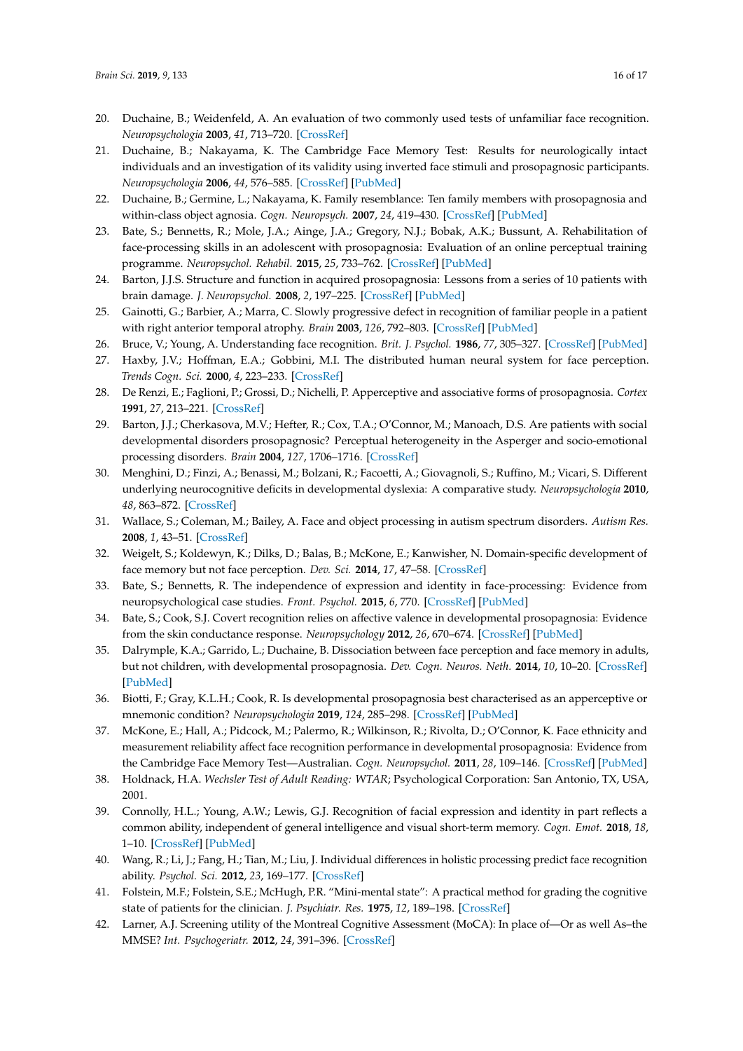20. Duchaine, B.; Weidenfeld, A. An evaluation of two commonly used tests of unfamiliar face recognition. *Neuropsychologia* **2003**, *41*, 713–720. [CrossRef]
21. Duchaine, B.; Nakayama, K. The Cambridge Face Memory Test: Results for neurologically intact individuals and an investigation of its validity using inverted face stimuli and prosopagnosic participants. *Neuropsychologia* **2006**, *44*, 576–585. [CrossRef] [PubMed]
22. Duchaine, B.; Germine, L.; Nakayama, K. Family resemblance: Ten family members with prosopagnosia and within-class object agnosia. *Cogn. Neuropsych.* **2007**, *24*, 419–430. [CrossRef] [PubMed]
23. Bate, S.; Bennetts, R.; Mole, J.A.; Ainge, J.A.; Gregory, N.J.; Bobak, A.K.; Bussunt, A. Rehabilitation of face-processing skills in an adolescent with prosopagnosia: Evaluation of an online perceptual training programme. *Neuropsychol. Rehabil.* **2015**, *25*, 733–762. [CrossRef] [PubMed]
24. Barton, J.J.S. Structure and function in acquired prosopagnosia: Lessons from a series of 10 patients with brain damage. *J. Neuropsychol.* **2008**, *2*, 197–225. [CrossRef] [PubMed]
25. Gainotti, G.; Barbier, A.; Marra, C. Slowly progressive defect in recognition of familiar people in a patient with right anterior temporal atrophy. *Brain* **2003**, *126*, 792–803. [CrossRef] [PubMed]
26. Bruce, V.; Young, A. Understanding face recognition. *Brit. J. Psychol.* **1986**, *77*, 305–327. [CrossRef] [PubMed]
27. Haxby, J.V.; Hoffman, E.A.; Gobbini, M.I. The distributed human neural system for face perception. *Trends Cogn. Sci.* **2000**, *4*, 223–233. [CrossRef]
28. De Renzi, E.; Faglioni, P.; Grossi, D.; Nichelli, P. Apperceptive and associative forms of prosopagnosia. *Cortex* **1991**, *27*, 213–221. [CrossRef]
29. Barton, J.J.; Cherkasova, M.V.; Hefter, R.; Cox, T.A.; O'Connor, M.; Manoach, D.S. Are patients with social developmental disorders prosopagnosic? Perceptual heterogeneity in the Asperger and socio-emotional processing disorders. *Brain* **2004**, *127*, 1706–1716. [CrossRef]
30. Menghini, D.; Finzi, A.; Benassi, M.; Bolzani, R.; Facoetti, A.; Giovagnoli, S.; Ruffino, M.; Vicari, S. Different underlying neurocognitive deficits in developmental dyslexia: A comparative study. *Neuropsychologia* **2010**, *48*, 863–872. [CrossRef]
31. Wallace, S.; Coleman, M.; Bailey, A. Face and object processing in autism spectrum disorders. *Autism Res.* **2008**, *1*, 43–51. [CrossRef]
32. Weigelt, S.; Koldewyn, K.; Dilks, D.; Balas, B.; McKone, E.; Kanwisher, N. Domain-specific development of face memory but not face perception. *Dev. Sci.* **2014**, *17*, 47–58. [CrossRef]
33. Bate, S.; Bennetts, R. The independence of expression and identity in face-processing: Evidence from neuropsychological case studies. *Front. Psychol.* **2015**, *6*, 770. [CrossRef] [PubMed]
34. Bate, S.; Cook, S.J. Covert recognition relies on affective valence in developmental prosopagnosia: Evidence from the skin conductance response. *Neuropsychology* **2012**, *26*, 670–674. [CrossRef] [PubMed]
35. Dalrymple, K.A.; Garrido, L.; Duchaine, B. Dissociation between face perception and face memory in adults, but not children, with developmental prosopagnosia. *Dev. Cogn. Neuros. Neth.* **2014**, *10*, 10–20. [CrossRef] [PubMed]
36. Biotti, F.; Gray, K.L.H.; Cook, R. Is developmental prosopagnosia best characterised as an apperceptive or mnemonic condition? *Neuropsychologia* **2019**, *124*, 285–298. [CrossRef] [PubMed]
37. McKone, E.; Hall, A.; Pidcock, M.; Palermo, R.; Wilkinson, R.; Rivolta, D.; O'Connor, K. Face ethnicity and measurement reliability affect face recognition performance in developmental prosopagnosia: Evidence from the Cambridge Face Memory Test—Australian. *Cogn. Neuropsychol.* **2011**, *28*, 109–146. [CrossRef] [PubMed]
38. Holdnack, H.A. *Wechsler Test of Adult Reading: WTAR*; Psychological Corporation: San Antonio, TX, USA, 2001.
39. Connolly, H.L.; Young, A.W.; Lewis, G.J. Recognition of facial expression and identity in part reflects a common ability, independent of general intelligence and visual short-term memory. *Cogn. Emot.* **2018**, *18*, 1–10. [CrossRef] [PubMed]
40. Wang, R.; Li, J.; Fang, H.; Tian, M.; Liu, J. Individual differences in holistic processing predict face recognition ability. *Psychol. Sci.* **2012**, *23*, 169–177. [CrossRef]
41. Folstein, M.F.; Folstein, S.E.; McHugh, P.R. "Mini-mental state": A practical method for grading the cognitive state of patients for the clinician. *J. Psychiatr. Res.* **1975**, *12*, 189–198. [CrossRef]
42. Larner, A.J. Screening utility of the Montreal Cognitive Assessment (MoCA): In place of—Or as well As–the MMSE? *Int. Psychogeriatr.* **2012**, *24*, 391–396. [CrossRef]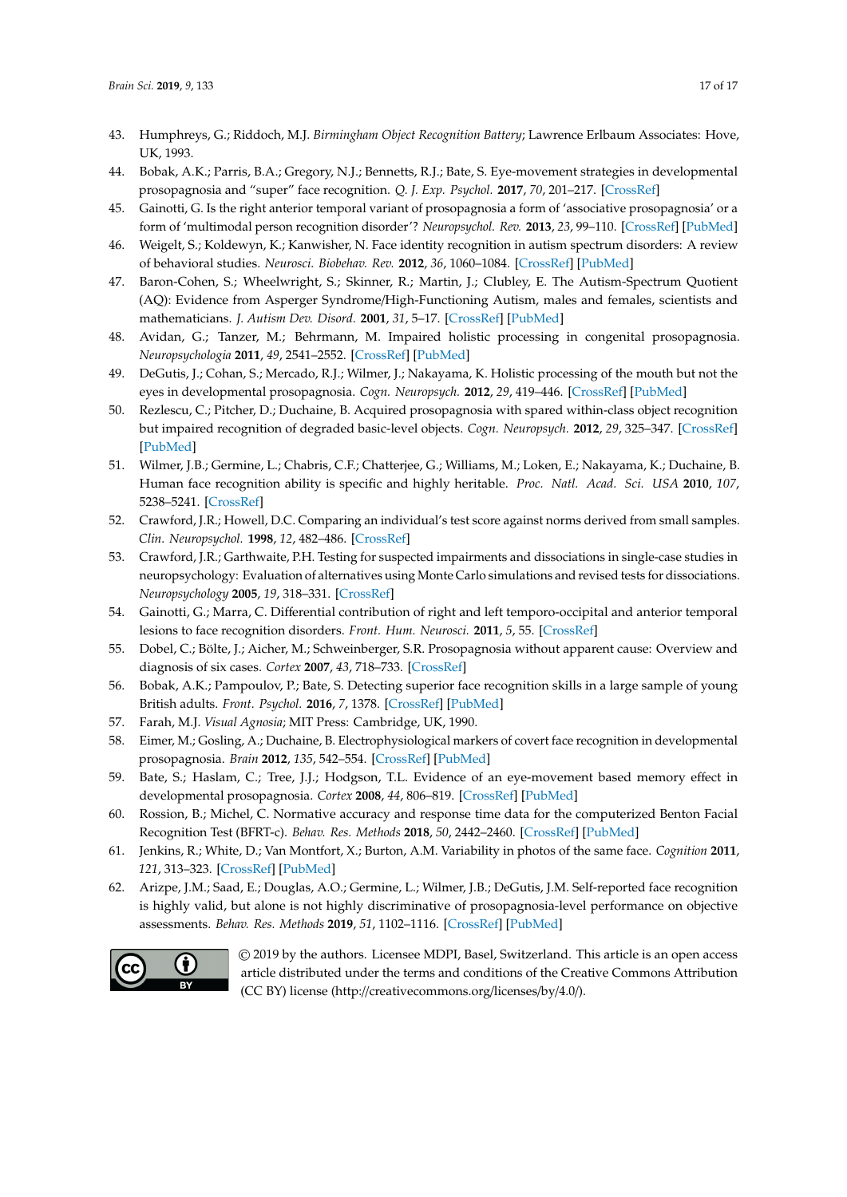43. Humphreys, G.; Riddoch, M.J. *Birmingham Object Recognition Battery*; Lawrence Erlbaum Associates: Hove, UK, 1993.
44. Bobak, A.K.; Parris, B.A.; Gregory, N.J.; Bennetts, R.J.; Bate, S. Eye-movement strategies in developmental prosopagnosia and "super" face recognition. *Q. J. Exp. Psychol.* **2017**, *70*, 201–217. [CrossRef]
45. Gainotti, G. Is the right anterior temporal variant of prosopagnosia a form of 'associative prosopagnosia' or a form of 'multimodal person recognition disorder'? *Neuropsychol. Rev.* **2013**, *23*, 99–110. [CrossRef] [PubMed]
46. Weigelt, S.; Koldewyn, K.; Kanwisher, N. Face identity recognition in autism spectrum disorders: A review of behavioral studies. *Neurosci. Biobehav. Rev.* **2012**, *36*, 1060–1084. [CrossRef] [PubMed]
47. Baron-Cohen, S.; Wheelwright, S.; Skinner, R.; Martin, J.; Clubley, E. The Autism-Spectrum Quotient (AQ): Evidence from Asperger Syndrome/High-Functioning Autism, males and females, scientists and mathematicians. *J. Autism Dev. Disord.* **2001**, *31*, 5–17. [CrossRef] [PubMed]
48. Avidan, G.; Tanzer, M.; Behrmann, M. Impaired holistic processing in congenital prosopagnosia. *Neuropsychologia* **2011**, *49*, 2541–2552. [CrossRef] [PubMed]
49. DeGutis, J.; Cohan, S.; Mercado, R.J.; Wilmer, J.; Nakayama, K. Holistic processing of the mouth but not the eyes in developmental prosopagnosia. *Cogn. Neuropsych.* **2012**, *29*, 419–446. [CrossRef] [PubMed]
50. Rezlescu, C.; Pitcher, D.; Duchaine, B. Acquired prosopagnosia with spared within-class object recognition but impaired recognition of degraded basic-level objects. *Cogn. Neuropsych.* **2012**, *29*, 325–347. [CrossRef] [PubMed]
51. Wilmer, J.B.; Germine, L.; Chabris, C.F.; Chatterjee, G.; Williams, M.; Loken, E.; Nakayama, K.; Duchaine, B. Human face recognition ability is specific and highly heritable. *Proc. Natl. Acad. Sci. USA* **2010**, *107*, 5238–5241. [CrossRef]
52. Crawford, J.R.; Howell, D.C. Comparing an individual's test score against norms derived from small samples. *Clin. Neuropsychol.* **1998**, *12*, 482–486. [CrossRef]
53. Crawford, J.R.; Garthwaite, P.H. Testing for suspected impairments and dissociations in single-case studies in neuropsychology: Evaluation of alternatives using Monte Carlo simulations and revised tests for dissociations. *Neuropsychology* **2005**, *19*, 318–331. [CrossRef]
54. Gainotti, G.; Marra, C. Differential contribution of right and left temporo-occipital and anterior temporal lesions to face recognition disorders. *Front. Hum. Neurosci.* **2011**, *5*, 55. [CrossRef]
55. Dobel, C.; Bölte, J.; Aicher, M.; Schweinberger, S.R. Prosopagnosia without apparent cause: Overview and diagnosis of six cases. *Cortex* **2007**, *43*, 718–733. [CrossRef]
56. Bobak, A.K.; Pampoulov, P.; Bate, S. Detecting superior face recognition skills in a large sample of young British adults. *Front. Psychol.* **2016**, *7*, 1378. [CrossRef] [PubMed]
57. Farah, M.J. *Visual Agnosia*; MIT Press: Cambridge, UK, 1990.
58. Eimer, M.; Gosling, A.; Duchaine, B. Electrophysiological markers of covert face recognition in developmental prosopagnosia. *Brain* **2012**, *135*, 542–554. [CrossRef] [PubMed]
59. Bate, S.; Haslam, C.; Tree, J.J.; Hodgson, T.L. Evidence of an eye-movement based memory effect in developmental prosopagnosia. *Cortex* **2008**, *44*, 806–819. [CrossRef] [PubMed]
60. Rossion, B.; Michel, C. Normative accuracy and response time data for the computerized Benton Facial Recognition Test (BFRT-c). *Behav. Res. Methods* **2018**, *50*, 2442–2460. [CrossRef] [PubMed]
61. Jenkins, R.; White, D.; Van Montfort, X.; Burton, A.M. Variability in photos of the same face. *Cognition* **2011**, *121*, 313–323. [CrossRef] [PubMed]
62. Arizpe, J.M.; Saad, E.; Douglas, A.O.; Germine, L.; Wilmer, J.B.; DeGutis, J.M. Self-reported face recognition is highly valid, but alone is not highly discriminative of prosopagnosia-level performance on objective assessments. *Behav. Res. Methods* **2019**, *51*, 1102–1116. [CrossRef] [PubMed]

© 2019 by the authors. Licensee MDPI, Basel, Switzerland. This article is an open access article distributed under the terms and conditions of the Creative Commons Attribution (CC BY) license (http://creativecommons.org/licenses/by/4.0/).